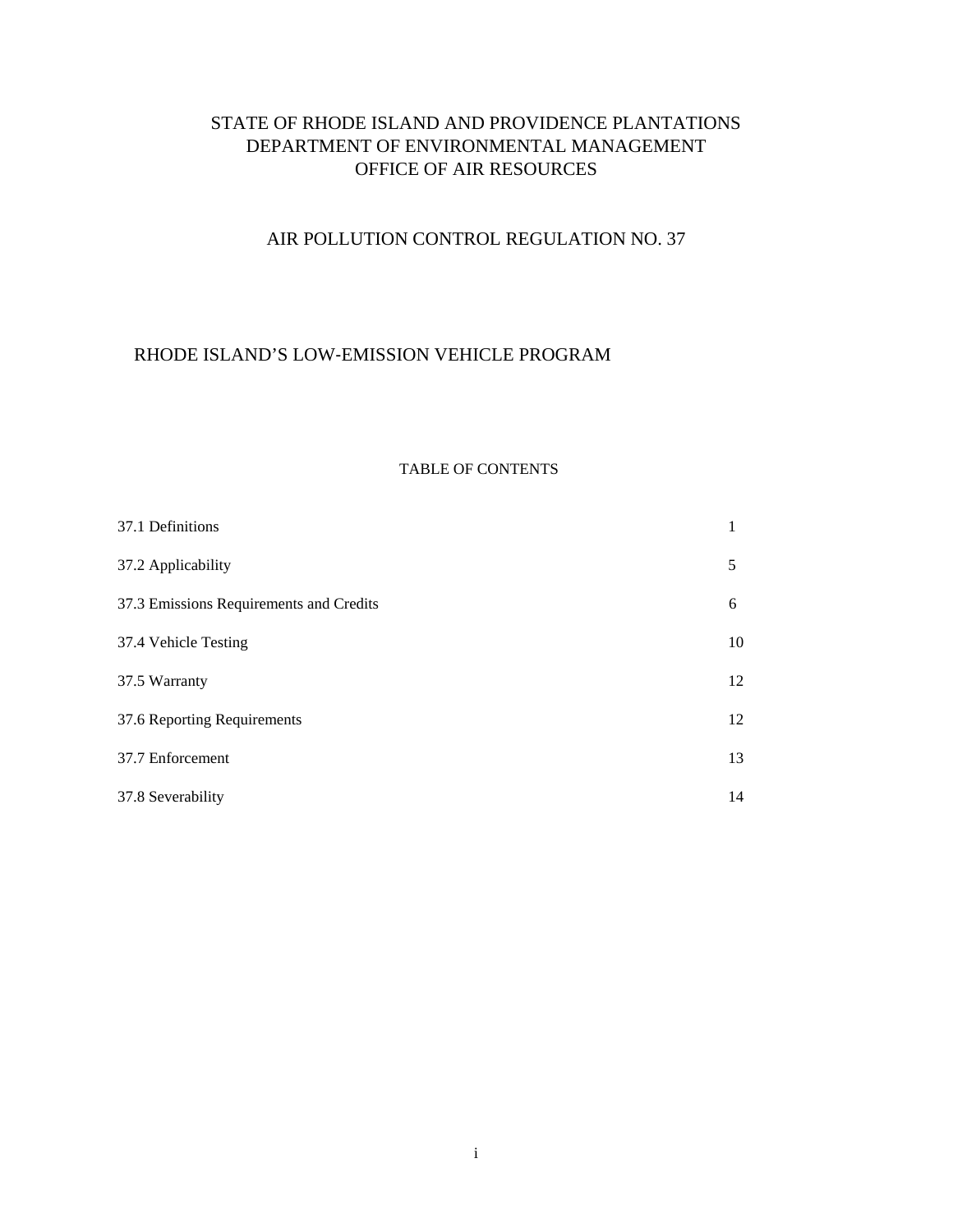# STATE OF RHODE ISLAND AND PROVIDENCE PLANTATIONS
# DEPARTMENT OF ENVIRONMENTAL MANAGEMENT
# OFFICE OF AIR RESOURCES

## AIR POLLUTION CONTROL REGULATION NO. 37

## RHODE ISLAND'S LOW-EMISSION VEHICLE PROGRAM

### TABLE OF CONTENTS

| | |
|---|---|
| 37.1 Definitions | 1 |
| 37.2 Applicability | 5 |
| 37.3 Emissions Requirements and Credits | 6 |
| 37.4 Vehicle Testing | 10 |
| 37.5 Warranty | 12 |
| 37.6 Reporting Requirements | 12 |
| 37.7 Enforcement | 13 |
| 37.8 Severability | 14 |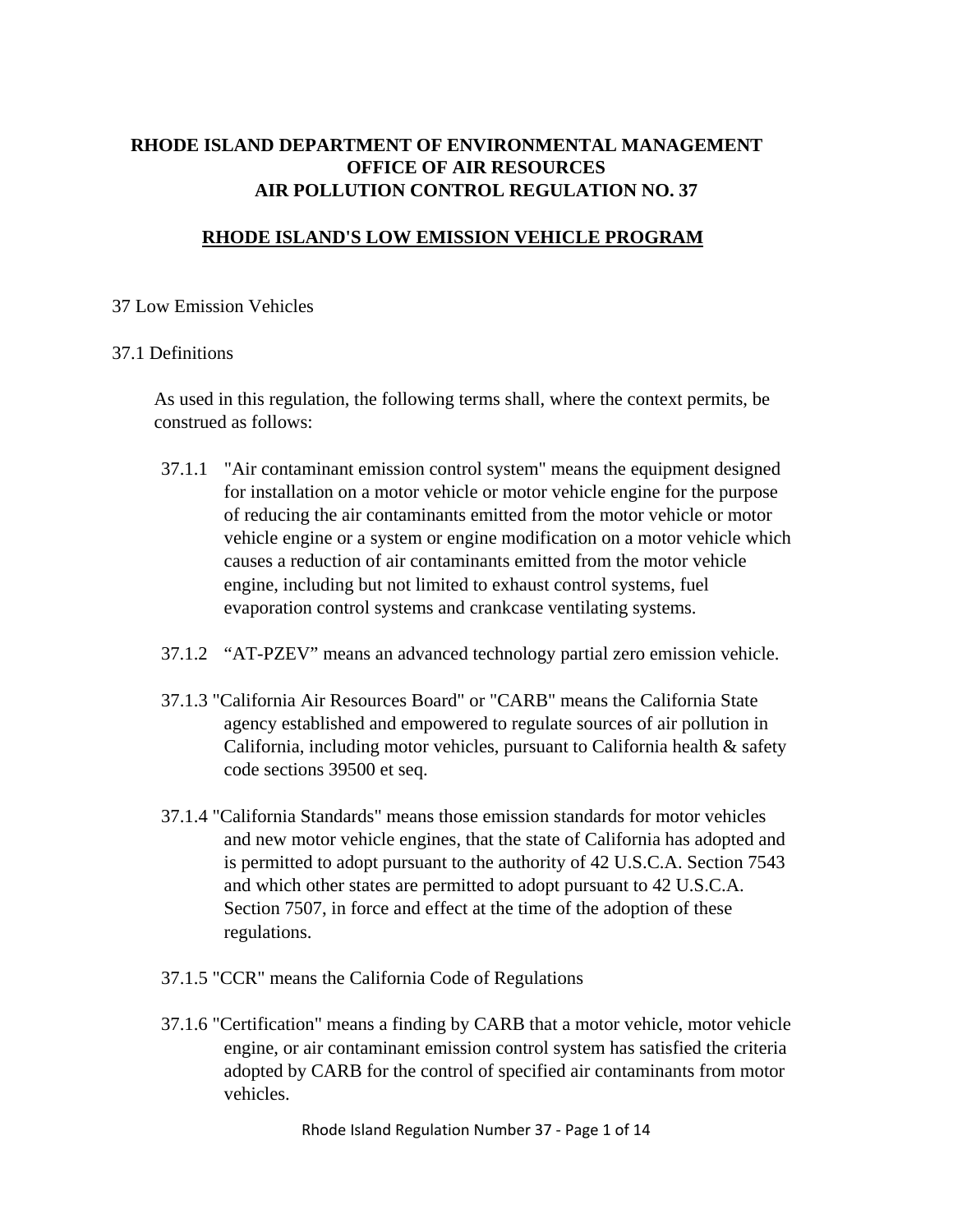**RHODE ISLAND DEPARTMENT OF ENVIRONMENTAL MANAGEMENT**
**OFFICE OF AIR RESOURCES**
**AIR POLLUTION CONTROL REGULATION NO. 37**

## RHODE ISLAND'S LOW EMISSION VEHICLE PROGRAM

37 Low Emission Vehicles

37.1 Definitions

As used in this regulation, the following terms shall, where the context permits, be construed as follows:

37.1.1 "Air contaminant emission control system" means the equipment designed for installation on a motor vehicle or motor vehicle engine for the purpose of reducing the air contaminants emitted from the motor vehicle or motor vehicle engine or a system or engine modification on a motor vehicle which causes a reduction of air contaminants emitted from the motor vehicle engine, including but not limited to exhaust control systems, fuel evaporation control systems and crankcase ventilating systems.

37.1.2 "AT-PZEV" means an advanced technology partial zero emission vehicle.

37.1.3 "California Air Resources Board" or "CARB" means the California State agency established and empowered to regulate sources of air pollution in California, including motor vehicles, pursuant to California health & safety code sections 39500 et seq.

37.1.4 "California Standards" means those emission standards for motor vehicles and new motor vehicle engines, that the state of California has adopted and is permitted to adopt pursuant to the authority of 42 U.S.C.A. Section 7543 and which other states are permitted to adopt pursuant to 42 U.S.C.A. Section 7507, in force and effect at the time of the adoption of these regulations.

37.1.5 "CCR" means the California Code of Regulations

37.1.6 "Certification" means a finding by CARB that a motor vehicle, motor vehicle engine, or air contaminant emission control system has satisfied the criteria adopted by CARB for the control of specified air contaminants from motor vehicles.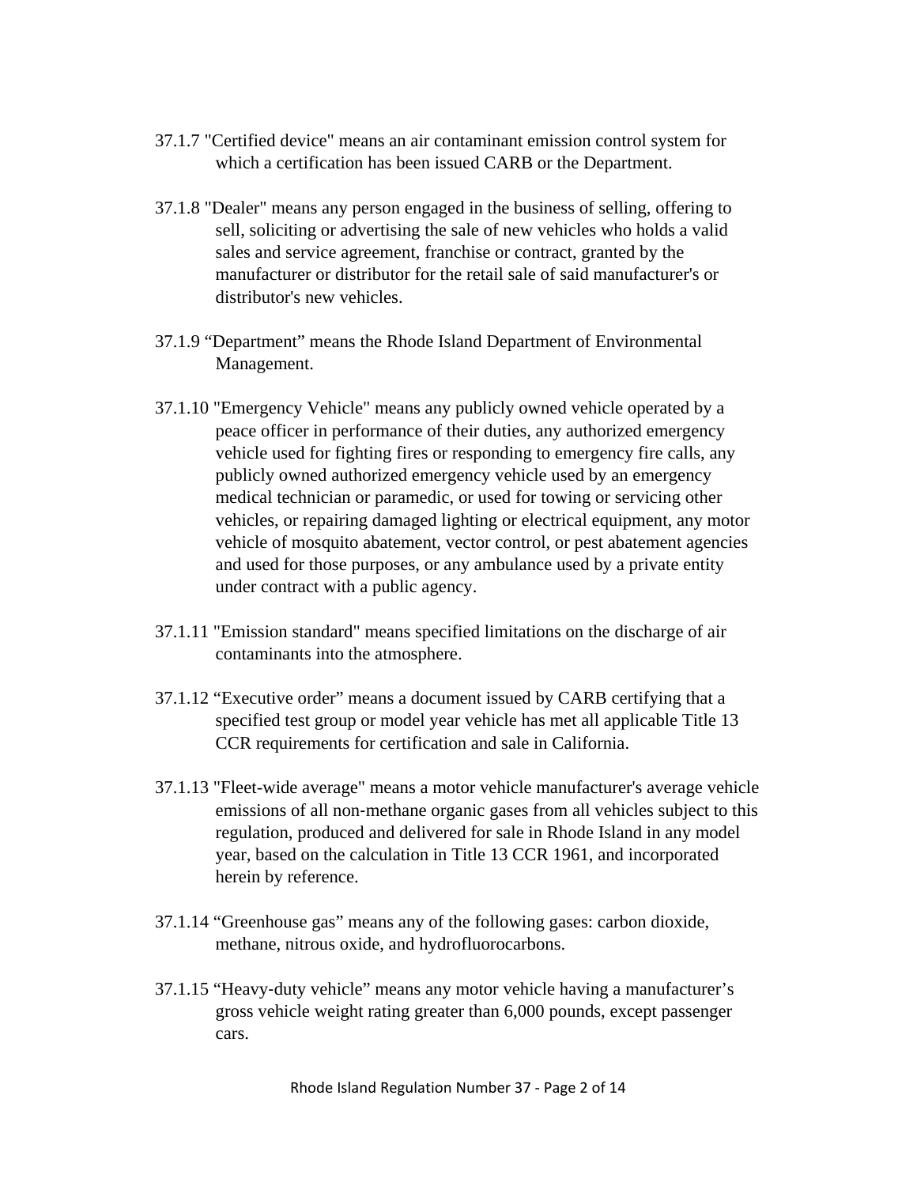37.1.7 "Certified device" means an air contaminant emission control system for which a certification has been issued CARB or the Department.

37.1.8 "Dealer" means any person engaged in the business of selling, offering to sell, soliciting or advertising the sale of new vehicles who holds a valid sales and service agreement, franchise or contract, granted by the manufacturer or distributor for the retail sale of said manufacturer's or distributor's new vehicles.

37.1.9 “Department” means the Rhode Island Department of Environmental Management.

37.1.10 "Emergency Vehicle" means any publicly owned vehicle operated by a peace officer in performance of their duties, any authorized emergency vehicle used for fighting fires or responding to emergency fire calls, any publicly owned authorized emergency vehicle used by an emergency medical technician or paramedic, or used for towing or servicing other vehicles, or repairing damaged lighting or electrical equipment, any motor vehicle of mosquito abatement, vector control, or pest abatement agencies and used for those purposes, or any ambulance used by a private entity under contract with a public agency.

37.1.11 "Emission standard" means specified limitations on the discharge of air contaminants into the atmosphere.

37.1.12 “Executive order” means a document issued by CARB certifying that a specified test group or model year vehicle has met all applicable Title 13 CCR requirements for certification and sale in California.

37.1.13 "Fleet-wide average" means a motor vehicle manufacturer's average vehicle emissions of all non-methane organic gases from all vehicles subject to this regulation, produced and delivered for sale in Rhode Island in any model year, based on the calculation in Title 13 CCR 1961, and incorporated herein by reference.

37.1.14 “Greenhouse gas” means any of the following gases: carbon dioxide, methane, nitrous oxide, and hydrofluorocarbons.

37.1.15 “Heavy-duty vehicle” means any motor vehicle having a manufacturer’s gross vehicle weight rating greater than 6,000 pounds, except passenger cars.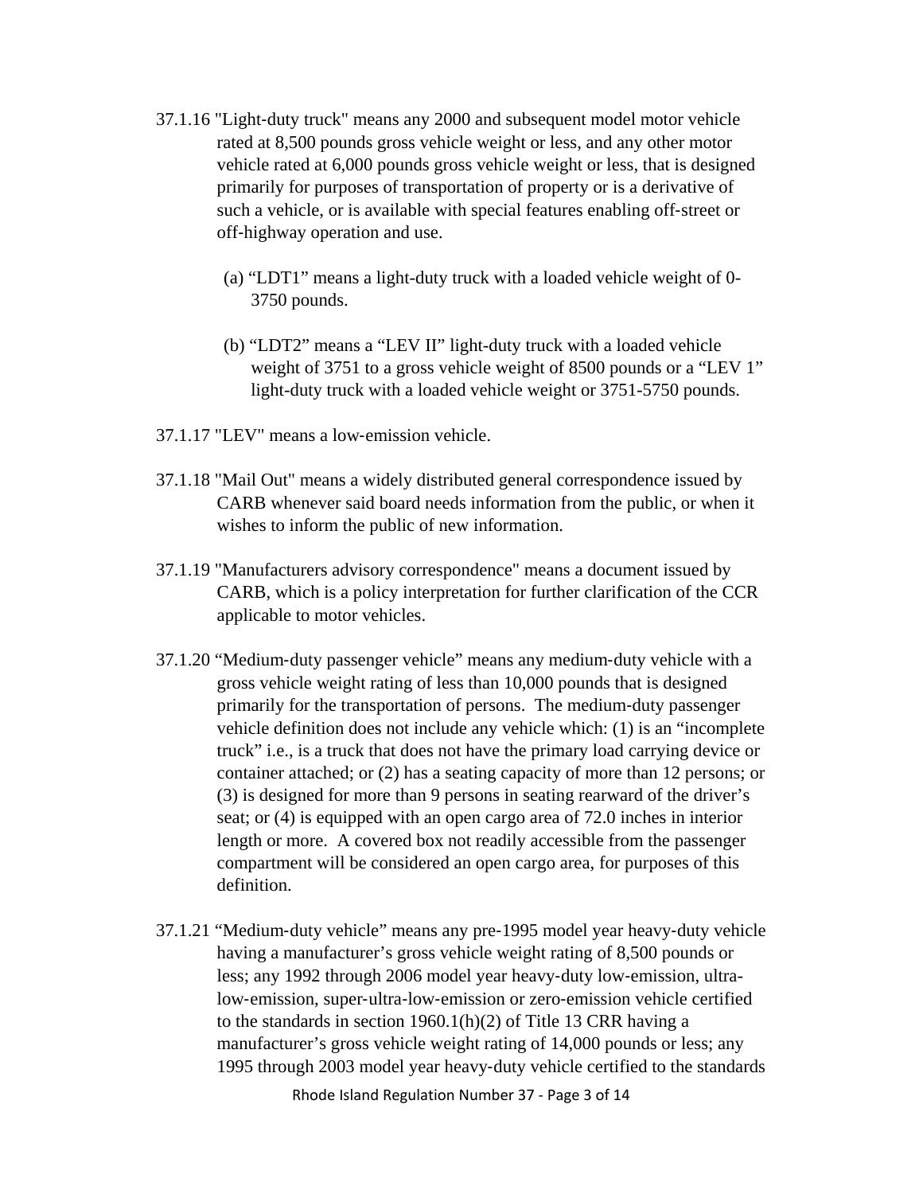37.1.16 "Light-duty truck" means any 2000 and subsequent model motor vehicle rated at 8,500 pounds gross vehicle weight or less, and any other motor vehicle rated at 6,000 pounds gross vehicle weight or less, that is designed primarily for purposes of transportation of property or is a derivative of such a vehicle, or is available with special features enabling off-street or off-highway operation and use.

(a) "LDT1" means a light-duty truck with a loaded vehicle weight of 0-3750 pounds.

(b) "LDT2" means a "LEV II" light-duty truck with a loaded vehicle weight of 3751 to a gross vehicle weight of 8500 pounds or a "LEV 1" light-duty truck with a loaded vehicle weight or 3751-5750 pounds.

37.1.17 "LEV" means a low-emission vehicle.

37.1.18 "Mail Out" means a widely distributed general correspondence issued by CARB whenever said board needs information from the public, or when it wishes to inform the public of new information.

37.1.19 "Manufacturers advisory correspondence" means a document issued by CARB, which is a policy interpretation for further clarification of the CCR applicable to motor vehicles.

37.1.20 "Medium-duty passenger vehicle" means any medium-duty vehicle with a gross vehicle weight rating of less than 10,000 pounds that is designed primarily for the transportation of persons. The medium-duty passenger vehicle definition does not include any vehicle which: (1) is an "incomplete truck" i.e., is a truck that does not have the primary load carrying device or container attached; or (2) has a seating capacity of more than 12 persons; or (3) is designed for more than 9 persons in seating rearward of the driver's seat; or (4) is equipped with an open cargo area of 72.0 inches in interior length or more. A covered box not readily accessible from the passenger compartment will be considered an open cargo area, for purposes of this definition.

37.1.21 "Medium-duty vehicle" means any pre-1995 model year heavy-duty vehicle having a manufacturer's gross vehicle weight rating of 8,500 pounds or less; any 1992 through 2006 model year heavy-duty low-emission, ultra-low-emission, super-ultra-low-emission or zero-emission vehicle certified to the standards in section 1960.1(h)(2) of Title 13 CRR having a manufacturer's gross vehicle weight rating of 14,000 pounds or less; any 1995 through 2003 model year heavy-duty vehicle certified to the standards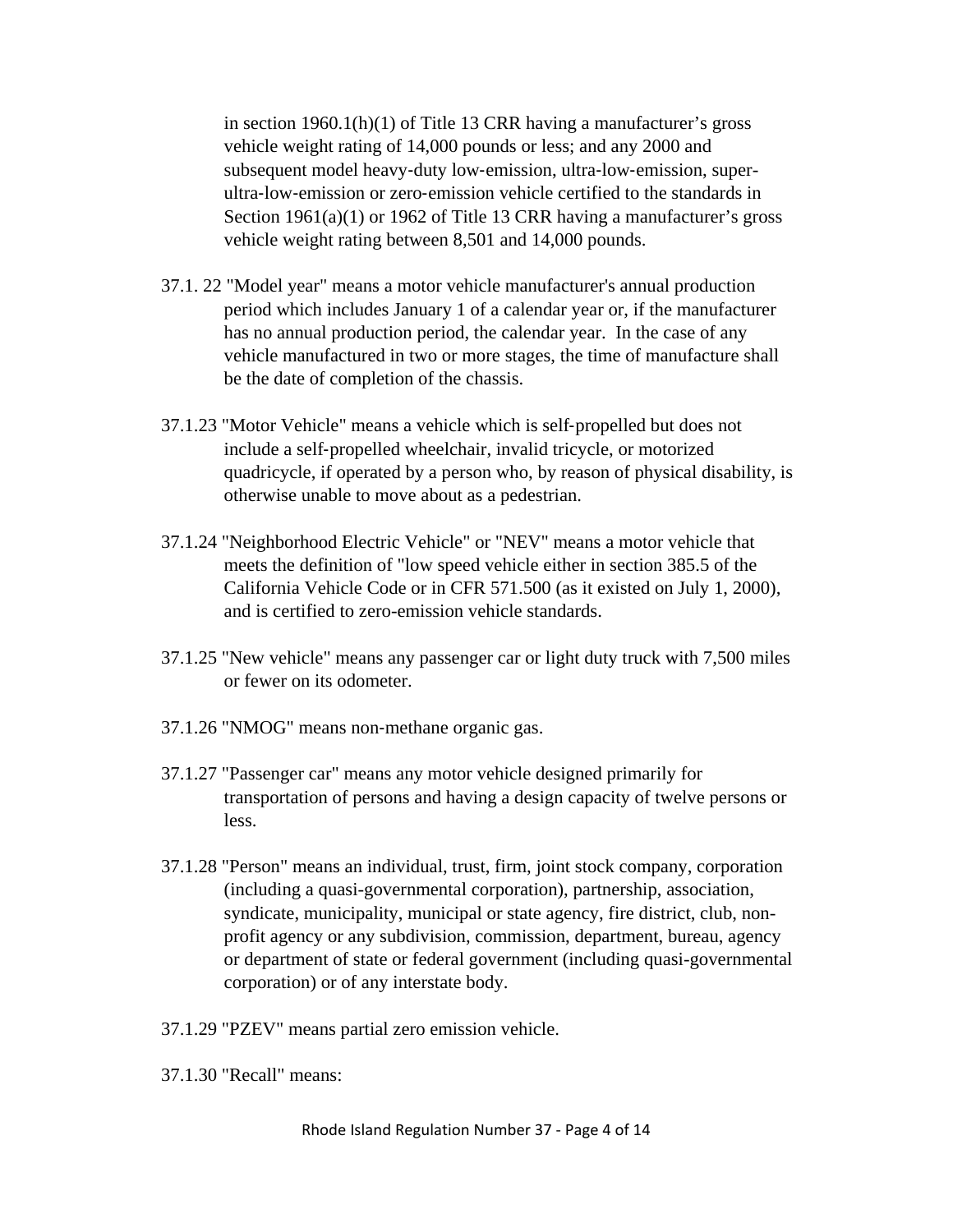in section 1960.1(h)(1) of Title 13 CRR having a manufacturer's gross vehicle weight rating of 14,000 pounds or less; and any 2000 and subsequent model heavy-duty low-emission, ultra-low-emission, super-ultra-low-emission or zero-emission vehicle certified to the standards in Section 1961(a)(1) or 1962 of Title 13 CRR having a manufacturer's gross vehicle weight rating between 8,501 and 14,000 pounds.

37.1. 22 "Model year" means a motor vehicle manufacturer's annual production period which includes January 1 of a calendar year or, if the manufacturer has no annual production period, the calendar year. In the case of any vehicle manufactured in two or more stages, the time of manufacture shall be the date of completion of the chassis.

37.1.23 "Motor Vehicle" means a vehicle which is self-propelled but does not include a self-propelled wheelchair, invalid tricycle, or motorized quadricycle, if operated by a person who, by reason of physical disability, is otherwise unable to move about as a pedestrian.

37.1.24 "Neighborhood Electric Vehicle" or "NEV" means a motor vehicle that meets the definition of "low speed vehicle either in section 385.5 of the California Vehicle Code or in CFR 571.500 (as it existed on July 1, 2000), and is certified to zero-emission vehicle standards.

37.1.25 "New vehicle" means any passenger car or light duty truck with 7,500 miles or fewer on its odometer.

37.1.26 "NMOG" means non-methane organic gas.

37.1.27 "Passenger car" means any motor vehicle designed primarily for transportation of persons and having a design capacity of twelve persons or less.

37.1.28 "Person" means an individual, trust, firm, joint stock company, corporation (including a quasi-governmental corporation), partnership, association, syndicate, municipality, municipal or state agency, fire district, club, non-profit agency or any subdivision, commission, department, bureau, agency or department of state or federal government (including quasi-governmental corporation) or of any interstate body.

37.1.29 "PZEV" means partial zero emission vehicle.

37.1.30 "Recall" means: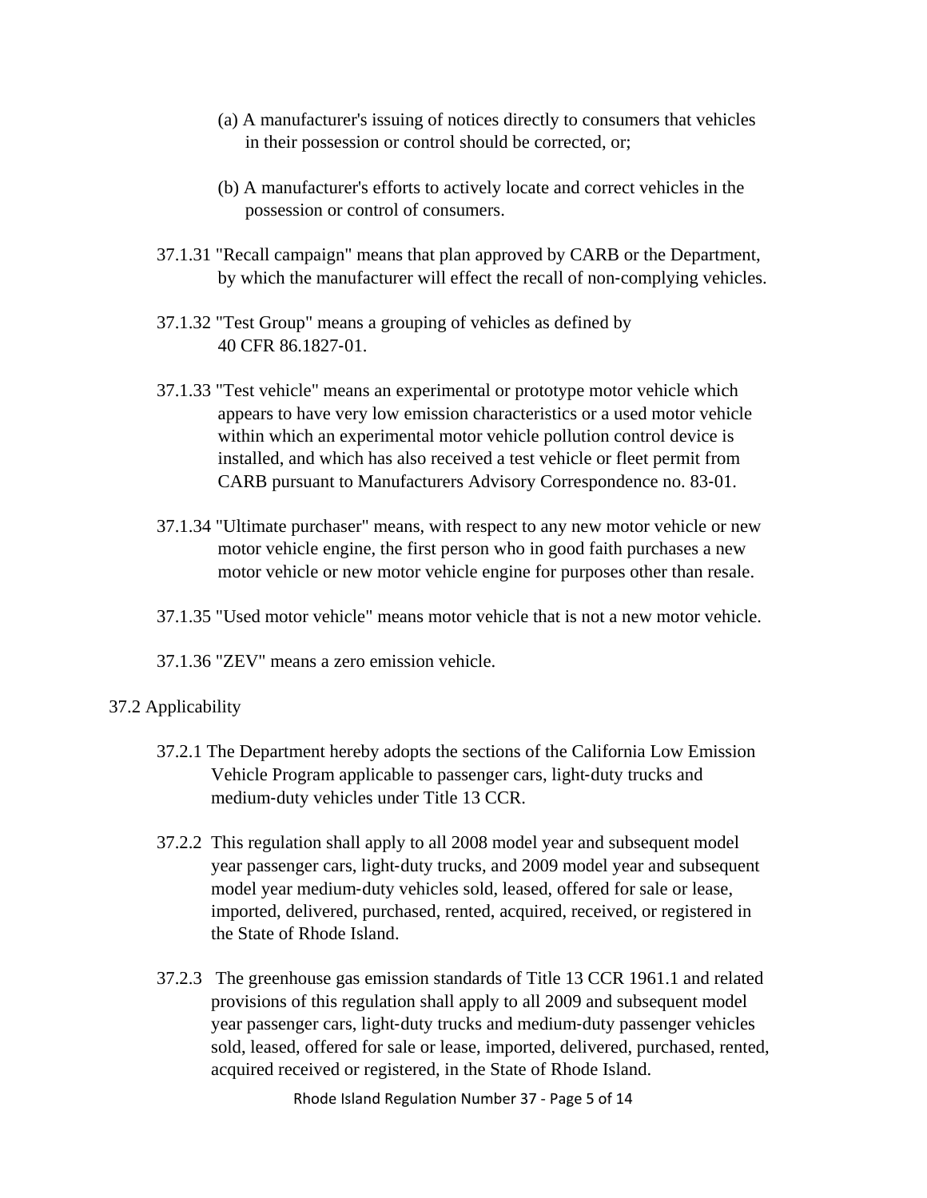(a) A manufacturer's issuing of notices directly to consumers that vehicles in their possession or control should be corrected, or;

(b) A manufacturer's efforts to actively locate and correct vehicles in the possession or control of consumers.

37.1.31 "Recall campaign" means that plan approved by CARB or the Department, by which the manufacturer will effect the recall of non-complying vehicles.

37.1.32 "Test Group" means a grouping of vehicles as defined by 40 CFR 86.1827-01.

37.1.33 "Test vehicle" means an experimental or prototype motor vehicle which appears to have very low emission characteristics or a used motor vehicle within which an experimental motor vehicle pollution control device is installed, and which has also received a test vehicle or fleet permit from CARB pursuant to Manufacturers Advisory Correspondence no. 83-01.

37.1.34 "Ultimate purchaser" means, with respect to any new motor vehicle or new motor vehicle engine, the first person who in good faith purchases a new motor vehicle or new motor vehicle engine for purposes other than resale.

37.1.35 "Used motor vehicle" means motor vehicle that is not a new motor vehicle.

37.1.36 "ZEV" means a zero emission vehicle.

## 37.2 Applicability

37.2.1 The Department hereby adopts the sections of the California Low Emission Vehicle Program applicable to passenger cars, light-duty trucks and medium-duty vehicles under Title 13 CCR.

37.2.2 This regulation shall apply to all 2008 model year and subsequent model year passenger cars, light-duty trucks, and 2009 model year and subsequent model year medium-duty vehicles sold, leased, offered for sale or lease, imported, delivered, purchased, rented, acquired, received, or registered in the State of Rhode Island.

37.2.3 The greenhouse gas emission standards of Title 13 CCR 1961.1 and related provisions of this regulation shall apply to all 2009 and subsequent model year passenger cars, light-duty trucks and medium-duty passenger vehicles sold, leased, offered for sale or lease, imported, delivered, purchased, rented, acquired received or registered, in the State of Rhode Island.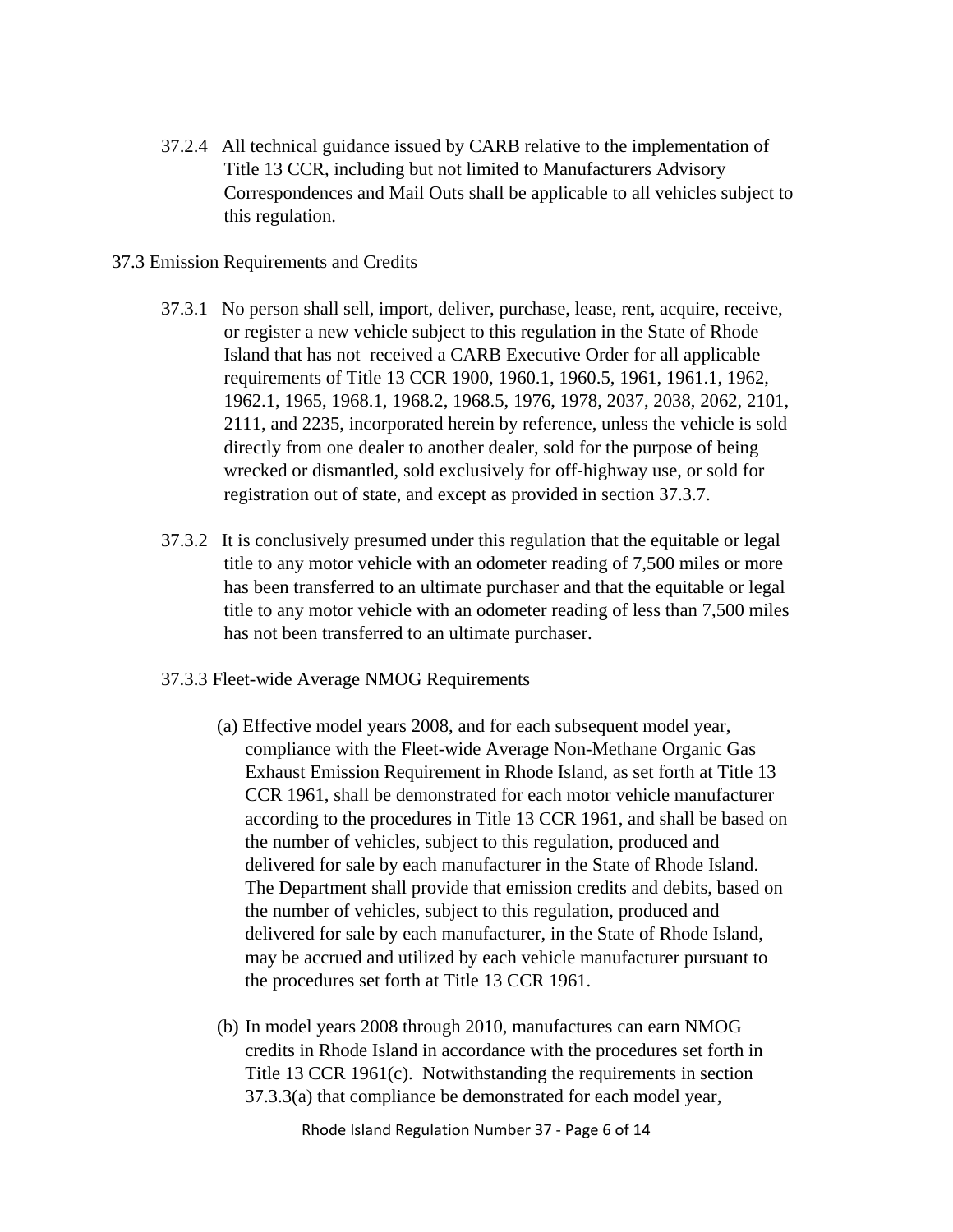37.2.4 All technical guidance issued by CARB relative to the implementation of Title 13 CCR, including but not limited to Manufacturers Advisory Correspondences and Mail Outs shall be applicable to all vehicles subject to this regulation.

37.3 Emission Requirements and Credits

37.3.1 No person shall sell, import, deliver, purchase, lease, rent, acquire, receive, or register a new vehicle subject to this regulation in the State of Rhode Island that has not received a CARB Executive Order for all applicable requirements of Title 13 CCR 1900, 1960.1, 1960.5, 1961, 1961.1, 1962, 1962.1, 1965, 1968.1, 1968.2, 1968.5, 1976, 1978, 2037, 2038, 2062, 2101, 2111, and 2235, incorporated herein by reference, unless the vehicle is sold directly from one dealer to another dealer, sold for the purpose of being wrecked or dismantled, sold exclusively for off-highway use, or sold for registration out of state, and except as provided in section 37.3.7.

37.3.2 It is conclusively presumed under this regulation that the equitable or legal title to any motor vehicle with an odometer reading of 7,500 miles or more has been transferred to an ultimate purchaser and that the equitable or legal title to any motor vehicle with an odometer reading of less than 7,500 miles has not been transferred to an ultimate purchaser.

37.3.3 Fleet-wide Average NMOG Requirements

(a) Effective model years 2008, and for each subsequent model year, compliance with the Fleet-wide Average Non-Methane Organic Gas Exhaust Emission Requirement in Rhode Island, as set forth at Title 13 CCR 1961, shall be demonstrated for each motor vehicle manufacturer according to the procedures in Title 13 CCR 1961, and shall be based on the number of vehicles, subject to this regulation, produced and delivered for sale by each manufacturer in the State of Rhode Island. The Department shall provide that emission credits and debits, based on the number of vehicles, subject to this regulation, produced and delivered for sale by each manufacturer, in the State of Rhode Island, may be accrued and utilized by each vehicle manufacturer pursuant to the procedures set forth at Title 13 CCR 1961.

(b) In model years 2008 through 2010, manufactures can earn NMOG credits in Rhode Island in accordance with the procedures set forth in Title 13 CCR 1961(c). Notwithstanding the requirements in section 37.3.3(a) that compliance be demonstrated for each model year,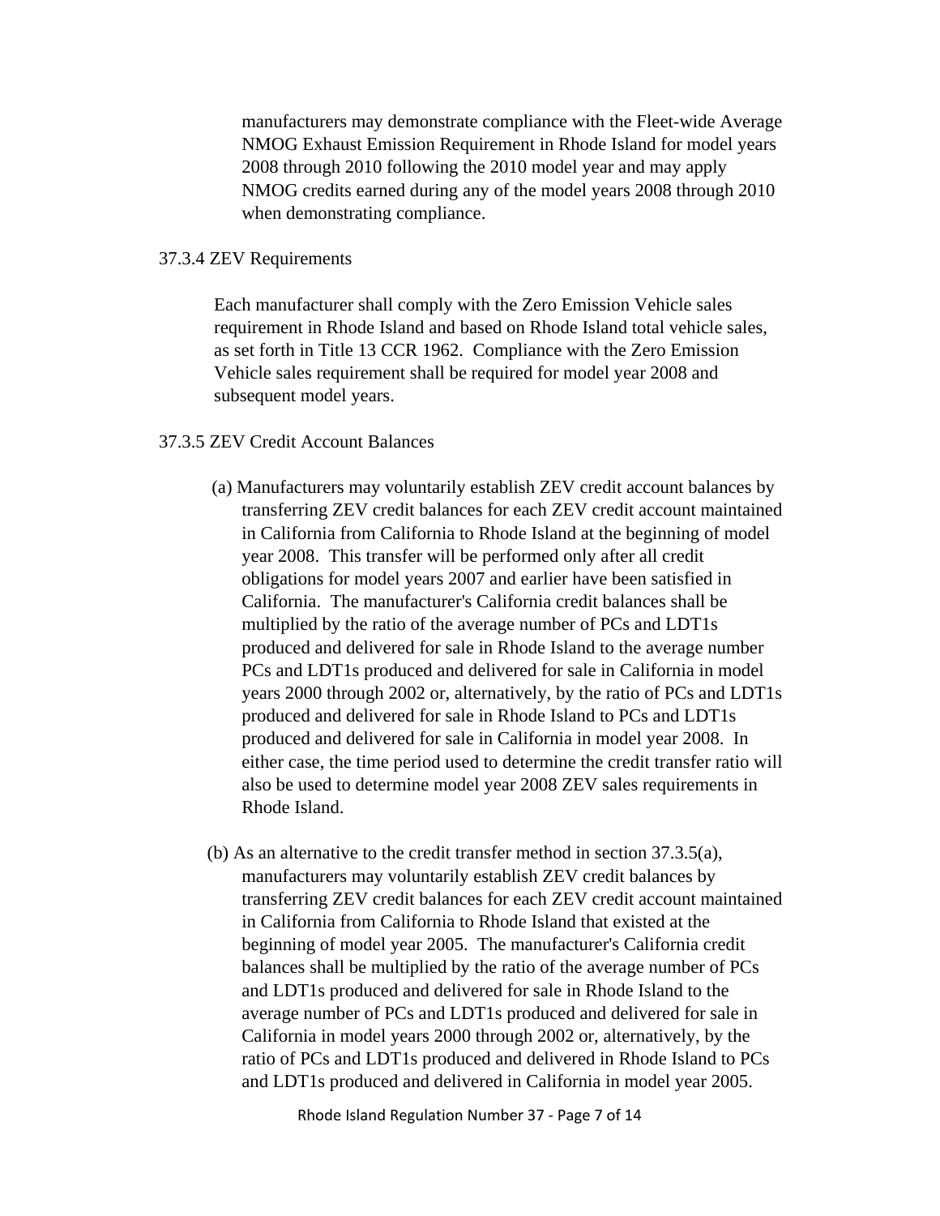manufacturers may demonstrate compliance with the Fleet-wide Average NMOG Exhaust Emission Requirement in Rhode Island for model years 2008 through 2010 following the 2010 model year and may apply NMOG credits earned during any of the model years 2008 through 2010 when demonstrating compliance.

37.3.4 ZEV Requirements

Each manufacturer shall comply with the Zero Emission Vehicle sales requirement in Rhode Island and based on Rhode Island total vehicle sales, as set forth in Title 13 CCR 1962. Compliance with the Zero Emission Vehicle sales requirement shall be required for model year 2008 and subsequent model years.

37.3.5 ZEV Credit Account Balances

(a) Manufacturers may voluntarily establish ZEV credit account balances by transferring ZEV credit balances for each ZEV credit account maintained in California from California to Rhode Island at the beginning of model year 2008. This transfer will be performed only after all credit obligations for model years 2007 and earlier have been satisfied in California. The manufacturer's California credit balances shall be multiplied by the ratio of the average number of PCs and LDT1s produced and delivered for sale in Rhode Island to the average number PCs and LDT1s produced and delivered for sale in California in model years 2000 through 2002 or, alternatively, by the ratio of PCs and LDT1s produced and delivered for sale in Rhode Island to PCs and LDT1s produced and delivered for sale in California in model year 2008. In either case, the time period used to determine the credit transfer ratio will also be used to determine model year 2008 ZEV sales requirements in Rhode Island.

(b) As an alternative to the credit transfer method in section 37.3.5(a), manufacturers may voluntarily establish ZEV credit balances by transferring ZEV credit balances for each ZEV credit account maintained in California from California to Rhode Island that existed at the beginning of model year 2005. The manufacturer's California credit balances shall be multiplied by the ratio of the average number of PCs and LDT1s produced and delivered for sale in Rhode Island to the average number of PCs and LDT1s produced and delivered for sale in California in model years 2000 through 2002 or, alternatively, by the ratio of PCs and LDT1s produced and delivered in Rhode Island to PCs and LDT1s produced and delivered in California in model year 2005.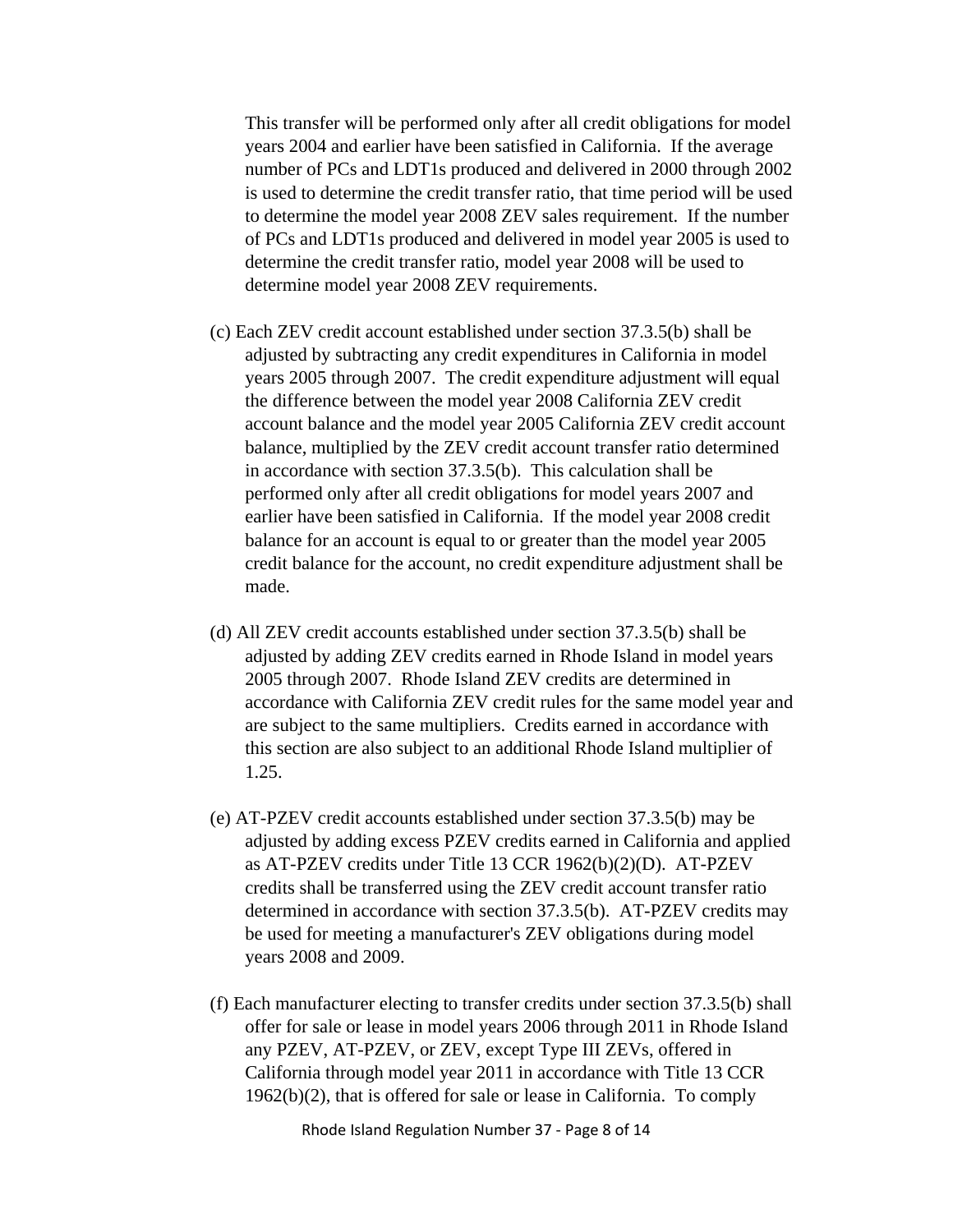This transfer will be performed only after all credit obligations for model years 2004 and earlier have been satisfied in California. If the average number of PCs and LDT1s produced and delivered in 2000 through 2002 is used to determine the credit transfer ratio, that time period will be used to determine the model year 2008 ZEV sales requirement. If the number of PCs and LDT1s produced and delivered in model year 2005 is used to determine the credit transfer ratio, model year 2008 will be used to determine model year 2008 ZEV requirements.

(c) Each ZEV credit account established under section 37.3.5(b) shall be adjusted by subtracting any credit expenditures in California in model years 2005 through 2007. The credit expenditure adjustment will equal the difference between the model year 2008 California ZEV credit account balance and the model year 2005 California ZEV credit account balance, multiplied by the ZEV credit account transfer ratio determined in accordance with section 37.3.5(b). This calculation shall be performed only after all credit obligations for model years 2007 and earlier have been satisfied in California. If the model year 2008 credit balance for an account is equal to or greater than the model year 2005 credit balance for the account, no credit expenditure adjustment shall be made.

(d) All ZEV credit accounts established under section 37.3.5(b) shall be adjusted by adding ZEV credits earned in Rhode Island in model years 2005 through 2007. Rhode Island ZEV credits are determined in accordance with California ZEV credit rules for the same model year and are subject to the same multipliers. Credits earned in accordance with this section are also subject to an additional Rhode Island multiplier of 1.25.

(e) AT-PZEV credit accounts established under section 37.3.5(b) may be adjusted by adding excess PZEV credits earned in California and applied as AT-PZEV credits under Title 13 CCR 1962(b)(2)(D). AT-PZEV credits shall be transferred using the ZEV credit account transfer ratio determined in accordance with section 37.3.5(b). AT-PZEV credits may be used for meeting a manufacturer's ZEV obligations during model years 2008 and 2009.

(f) Each manufacturer electing to transfer credits under section 37.3.5(b) shall offer for sale or lease in model years 2006 through 2011 in Rhode Island any PZEV, AT-PZEV, or ZEV, except Type III ZEVs, offered in California through model year 2011 in accordance with Title 13 CCR 1962(b)(2), that is offered for sale or lease in California. To comply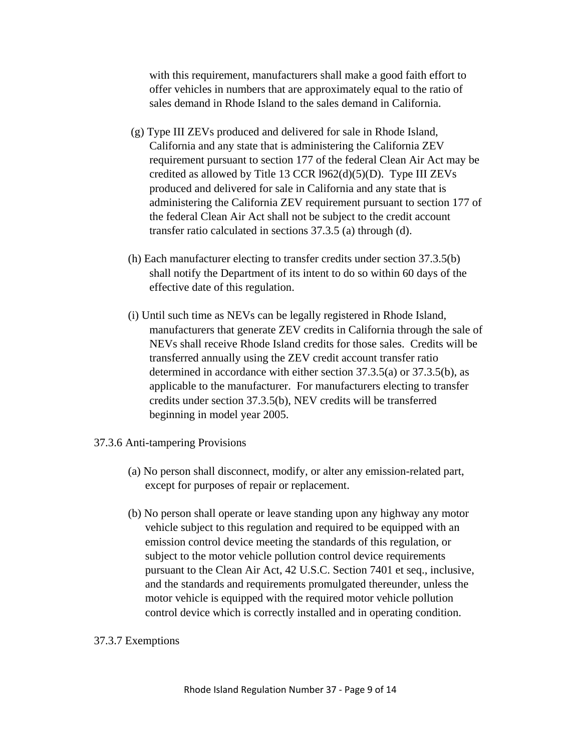with this requirement, manufacturers shall make a good faith effort to offer vehicles in numbers that are approximately equal to the ratio of sales demand in Rhode Island to the sales demand in California.

(g) Type III ZEVs produced and delivered for sale in Rhode Island, California and any state that is administering the California ZEV requirement pursuant to section 177 of the federal Clean Air Act may be credited as allowed by Title 13 CCR l962(d)(5)(D). Type III ZEVs produced and delivered for sale in California and any state that is administering the California ZEV requirement pursuant to section 177 of the federal Clean Air Act shall not be subject to the credit account transfer ratio calculated in sections 37.3.5 (a) through (d).

(h) Each manufacturer electing to transfer credits under section 37.3.5(b) shall notify the Department of its intent to do so within 60 days of the effective date of this regulation.

(i) Until such time as NEVs can be legally registered in Rhode Island, manufacturers that generate ZEV credits in California through the sale of NEVs shall receive Rhode Island credits for those sales. Credits will be transferred annually using the ZEV credit account transfer ratio determined in accordance with either section 37.3.5(a) or 37.3.5(b), as applicable to the manufacturer. For manufacturers electing to transfer credits under section 37.3.5(b), NEV credits will be transferred beginning in model year 2005.

37.3.6 Anti-tampering Provisions

(a) No person shall disconnect, modify, or alter any emission-related part, except for purposes of repair or replacement.

(b) No person shall operate or leave standing upon any highway any motor vehicle subject to this regulation and required to be equipped with an emission control device meeting the standards of this regulation, or subject to the motor vehicle pollution control device requirements pursuant to the Clean Air Act, 42 U.S.C. Section 7401 et seq., inclusive, and the standards and requirements promulgated thereunder, unless the motor vehicle is equipped with the required motor vehicle pollution control device which is correctly installed and in operating condition.

37.3.7 Exemptions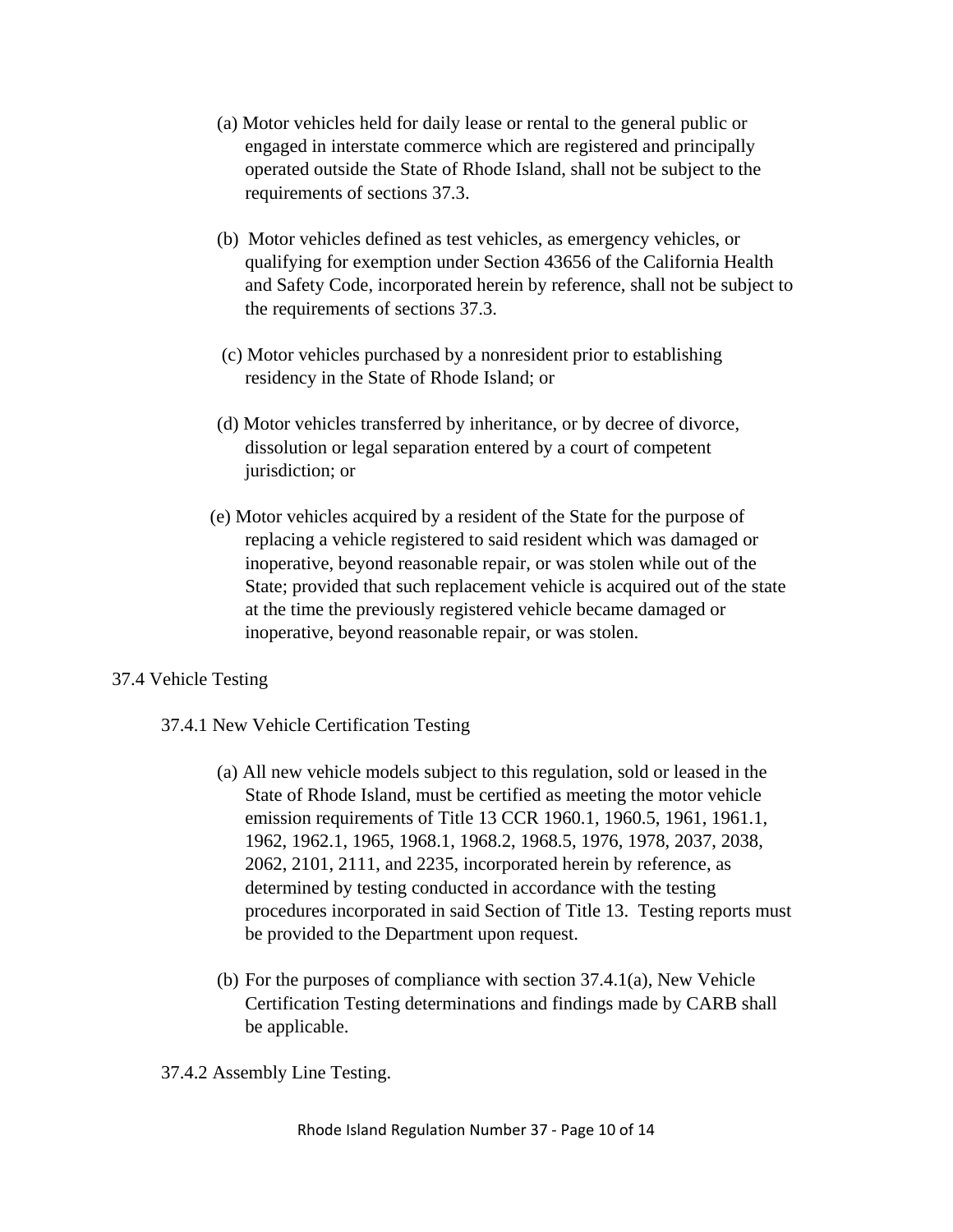(a) Motor vehicles held for daily lease or rental to the general public or engaged in interstate commerce which are registered and principally operated outside the State of Rhode Island, shall not be subject to the requirements of sections 37.3.

(b) Motor vehicles defined as test vehicles, as emergency vehicles, or qualifying for exemption under Section 43656 of the California Health and Safety Code, incorporated herein by reference, shall not be subject to the requirements of sections 37.3.

(c) Motor vehicles purchased by a nonresident prior to establishing residency in the State of Rhode Island; or

(d) Motor vehicles transferred by inheritance, or by decree of divorce, dissolution or legal separation entered by a court of competent jurisdiction; or

(e) Motor vehicles acquired by a resident of the State for the purpose of replacing a vehicle registered to said resident which was damaged or inoperative, beyond reasonable repair, or was stolen while out of the State; provided that such replacement vehicle is acquired out of the state at the time the previously registered vehicle became damaged or inoperative, beyond reasonable repair, or was stolen.

## 37.4 Vehicle Testing

### 37.4.1 New Vehicle Certification Testing

(a) All new vehicle models subject to this regulation, sold or leased in the State of Rhode Island, must be certified as meeting the motor vehicle emission requirements of Title 13 CCR 1960.1, 1960.5, 1961, 1961.1, 1962, 1962.1, 1965, 1968.1, 1968.2, 1968.5, 1976, 1978, 2037, 2038, 2062, 2101, 2111, and 2235, incorporated herein by reference, as determined by testing conducted in accordance with the testing procedures incorporated in said Section of Title 13. Testing reports must be provided to the Department upon request.

(b) For the purposes of compliance with section 37.4.1(a), New Vehicle Certification Testing determinations and findings made by CARB shall be applicable.

### 37.4.2 Assembly Line Testing.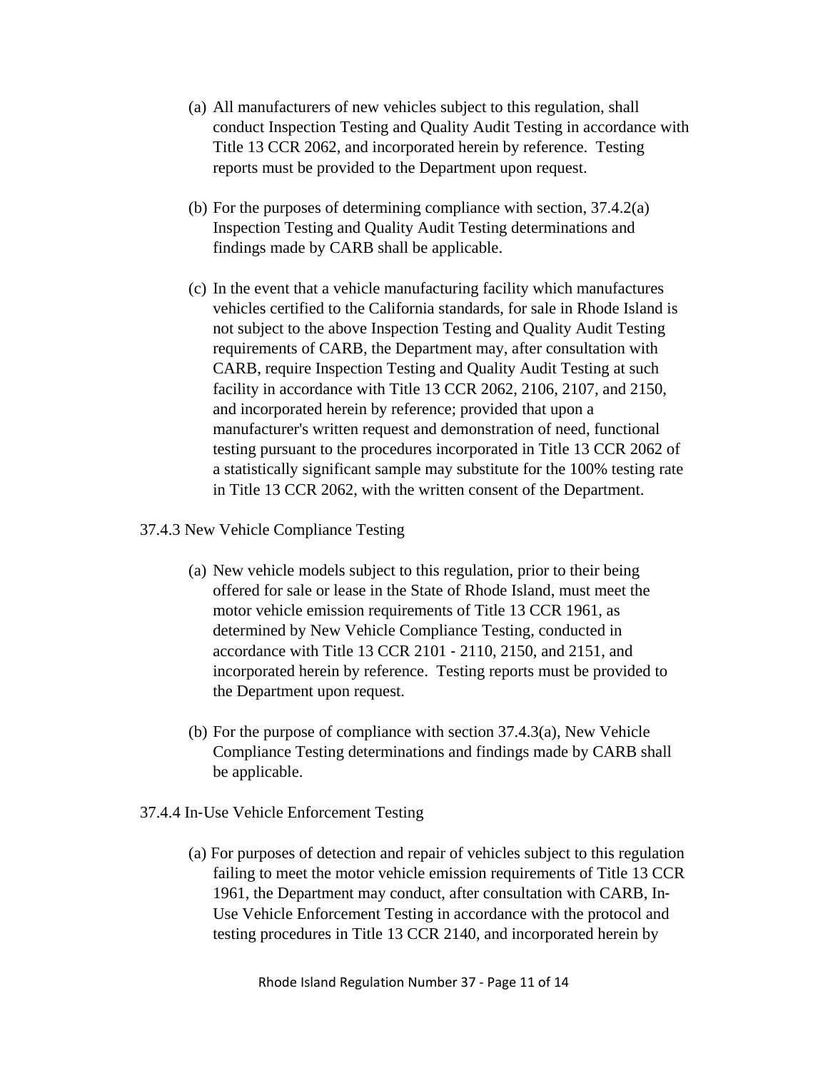(a) All manufacturers of new vehicles subject to this regulation, shall conduct Inspection Testing and Quality Audit Testing in accordance with Title 13 CCR 2062, and incorporated herein by reference. Testing reports must be provided to the Department upon request.

(b) For the purposes of determining compliance with section, 37.4.2(a) Inspection Testing and Quality Audit Testing determinations and findings made by CARB shall be applicable.

(c) In the event that a vehicle manufacturing facility which manufactures vehicles certified to the California standards, for sale in Rhode Island is not subject to the above Inspection Testing and Quality Audit Testing requirements of CARB, the Department may, after consultation with CARB, require Inspection Testing and Quality Audit Testing at such facility in accordance with Title 13 CCR 2062, 2106, 2107, and 2150, and incorporated herein by reference; provided that upon a manufacturer's written request and demonstration of need, functional testing pursuant to the procedures incorporated in Title 13 CCR 2062 of a statistically significant sample may substitute for the 100% testing rate in Title 13 CCR 2062, with the written consent of the Department.

37.4.3 New Vehicle Compliance Testing

(a) New vehicle models subject to this regulation, prior to their being offered for sale or lease in the State of Rhode Island, must meet the motor vehicle emission requirements of Title 13 CCR 1961, as determined by New Vehicle Compliance Testing, conducted in accordance with Title 13 CCR 2101 - 2110, 2150, and 2151, and incorporated herein by reference. Testing reports must be provided to the Department upon request.

(b) For the purpose of compliance with section 37.4.3(a), New Vehicle Compliance Testing determinations and findings made by CARB shall be applicable.

37.4.4 In-Use Vehicle Enforcement Testing

(a) For purposes of detection and repair of vehicles subject to this regulation failing to meet the motor vehicle emission requirements of Title 13 CCR 1961, the Department may conduct, after consultation with CARB, In-Use Vehicle Enforcement Testing in accordance with the protocol and testing procedures in Title 13 CCR 2140, and incorporated herein by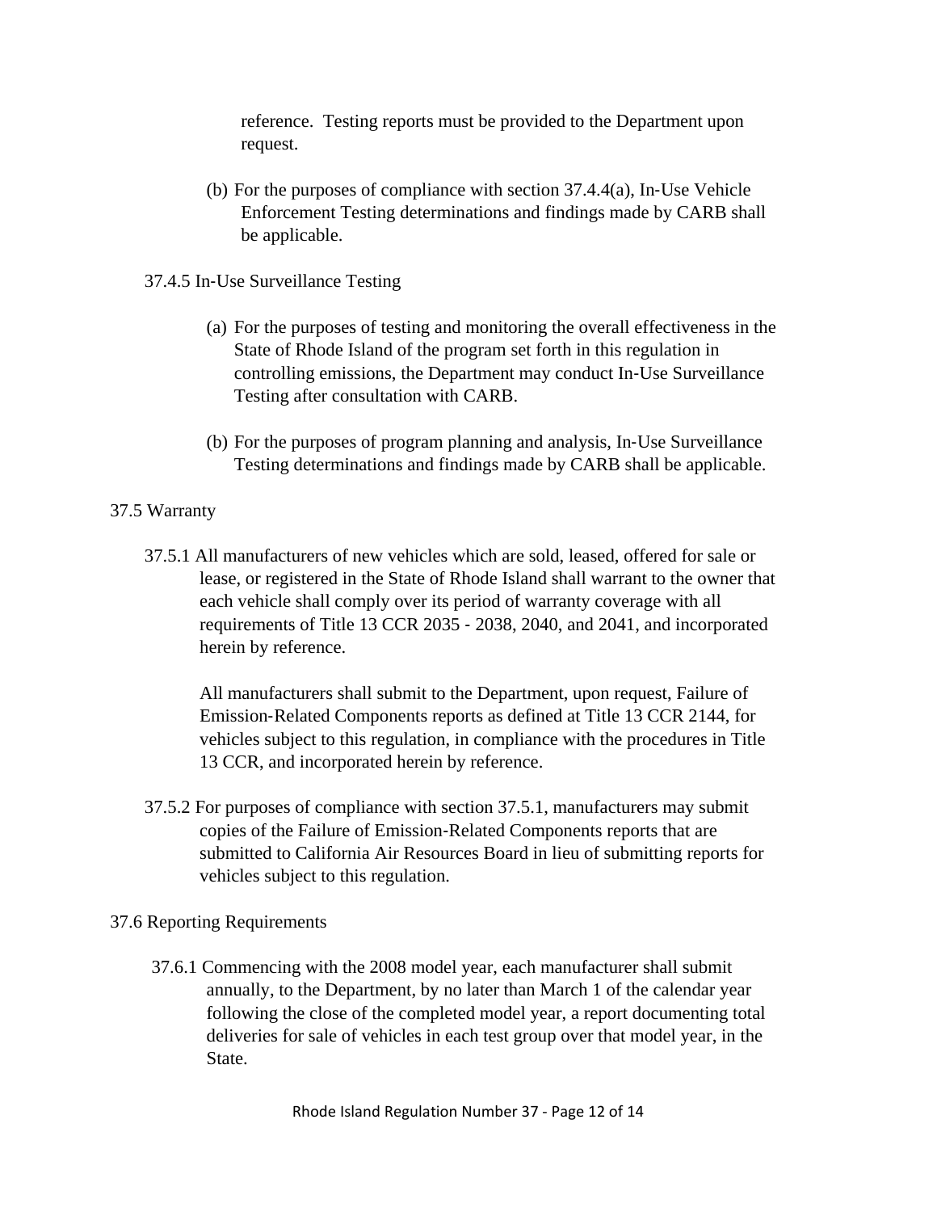reference. Testing reports must be provided to the Department upon request.

(b) For the purposes of compliance with section 37.4.4(a), In-Use Vehicle Enforcement Testing determinations and findings made by CARB shall be applicable.

37.4.5 In-Use Surveillance Testing

(a) For the purposes of testing and monitoring the overall effectiveness in the State of Rhode Island of the program set forth in this regulation in controlling emissions, the Department may conduct In-Use Surveillance Testing after consultation with CARB.

(b) For the purposes of program planning and analysis, In-Use Surveillance Testing determinations and findings made by CARB shall be applicable.

37.5 Warranty

37.5.1 All manufacturers of new vehicles which are sold, leased, offered for sale or lease, or registered in the State of Rhode Island shall warrant to the owner that each vehicle shall comply over its period of warranty coverage with all requirements of Title 13 CCR 2035 - 2038, 2040, and 2041, and incorporated herein by reference.

All manufacturers shall submit to the Department, upon request, Failure of Emission-Related Components reports as defined at Title 13 CCR 2144, for vehicles subject to this regulation, in compliance with the procedures in Title 13 CCR, and incorporated herein by reference.

37.5.2 For purposes of compliance with section 37.5.1, manufacturers may submit copies of the Failure of Emission-Related Components reports that are submitted to California Air Resources Board in lieu of submitting reports for vehicles subject to this regulation.

37.6 Reporting Requirements

37.6.1 Commencing with the 2008 model year, each manufacturer shall submit annually, to the Department, by no later than March 1 of the calendar year following the close of the completed model year, a report documenting total deliveries for sale of vehicles in each test group over that model year, in the State.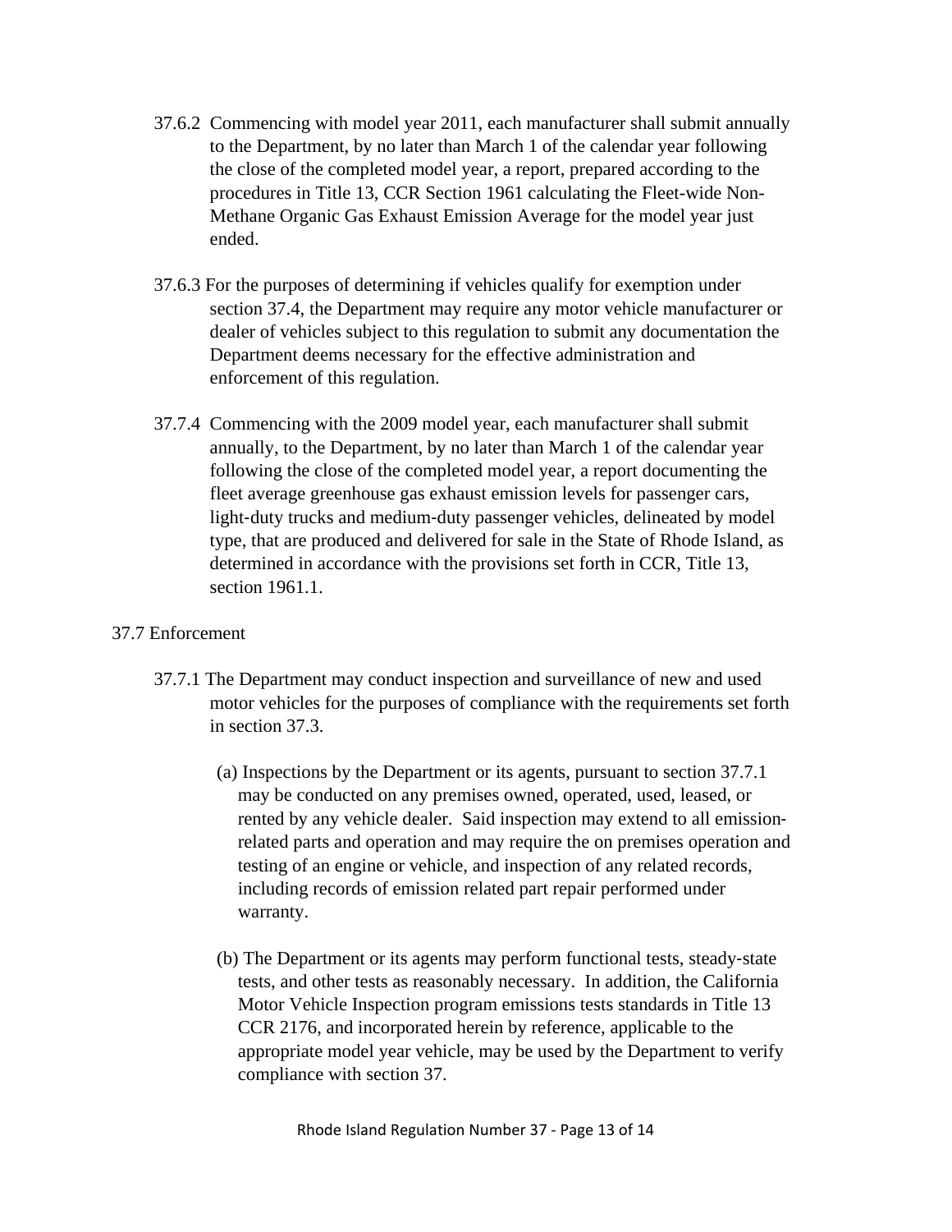37.6.2 Commencing with model year 2011, each manufacturer shall submit annually to the Department, by no later than March 1 of the calendar year following the close of the completed model year, a report, prepared according to the procedures in Title 13, CCR Section 1961 calculating the Fleet-wide Non-Methane Organic Gas Exhaust Emission Average for the model year just ended.

37.6.3 For the purposes of determining if vehicles qualify for exemption under section 37.4, the Department may require any motor vehicle manufacturer or dealer of vehicles subject to this regulation to submit any documentation the Department deems necessary for the effective administration and enforcement of this regulation.

37.7.4 Commencing with the 2009 model year, each manufacturer shall submit annually, to the Department, by no later than March 1 of the calendar year following the close of the completed model year, a report documenting the fleet average greenhouse gas exhaust emission levels for passenger cars, light-duty trucks and medium-duty passenger vehicles, delineated by model type, that are produced and delivered for sale in the State of Rhode Island, as determined in accordance with the provisions set forth in CCR, Title 13, section 1961.1.

## 37.7 Enforcement

37.7.1 The Department may conduct inspection and surveillance of new and used motor vehicles for the purposes of compliance with the requirements set forth in section 37.3.

(a) Inspections by the Department or its agents, pursuant to section 37.7.1 may be conducted on any premises owned, operated, used, leased, or rented by any vehicle dealer. Said inspection may extend to all emission-related parts and operation and may require the on premises operation and testing of an engine or vehicle, and inspection of any related records, including records of emission related part repair performed under warranty.

(b) The Department or its agents may perform functional tests, steady-state tests, and other tests as reasonably necessary. In addition, the California Motor Vehicle Inspection program emissions tests standards in Title 13 CCR 2176, and incorporated herein by reference, applicable to the appropriate model year vehicle, may be used by the Department to verify compliance with section 37.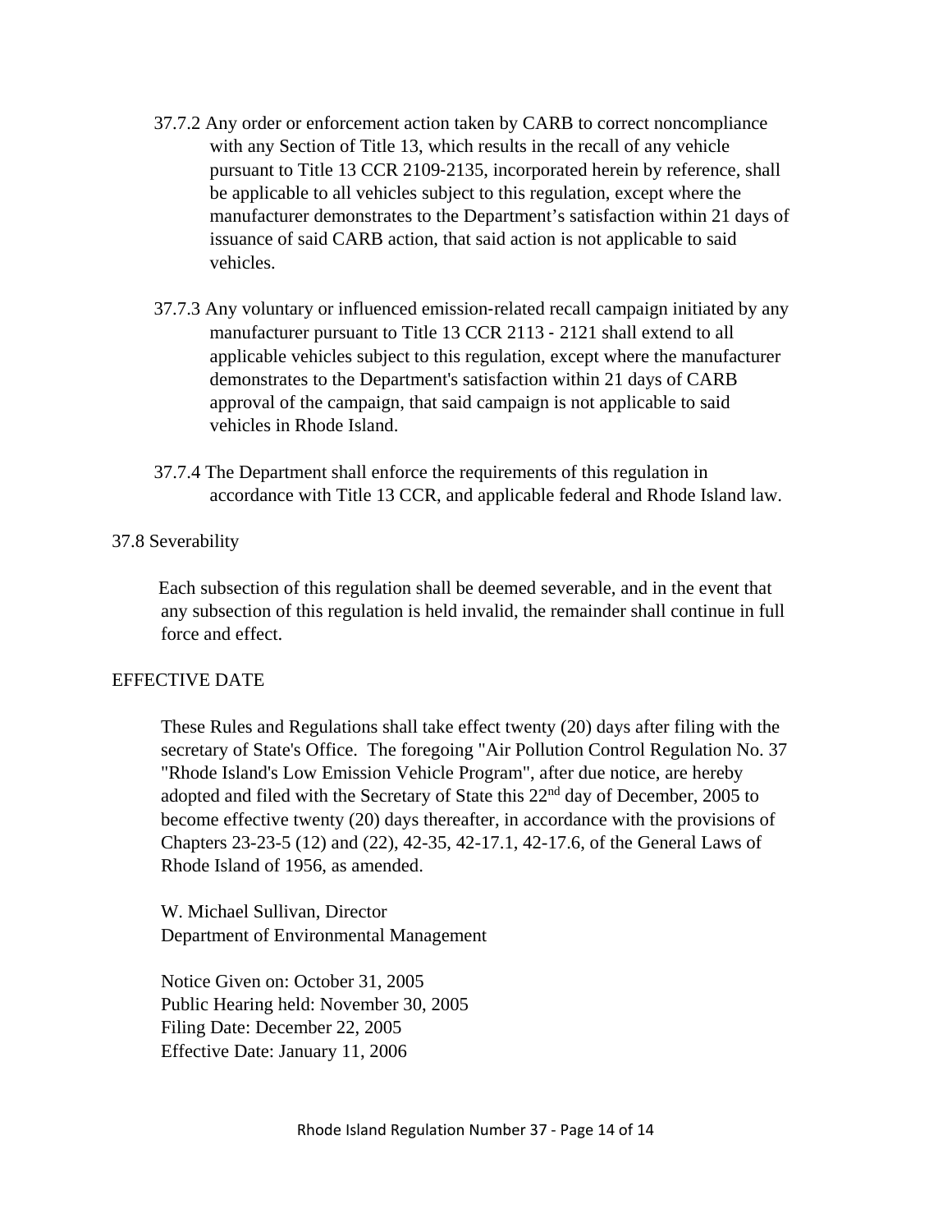37.7.2 Any order or enforcement action taken by CARB to correct noncompliance with any Section of Title 13, which results in the recall of any vehicle pursuant to Title 13 CCR 2109-2135, incorporated herein by reference, shall be applicable to all vehicles subject to this regulation, except where the manufacturer demonstrates to the Department's satisfaction within 21 days of issuance of said CARB action, that said action is not applicable to said vehicles.

37.7.3 Any voluntary or influenced emission-related recall campaign initiated by any manufacturer pursuant to Title 13 CCR 2113 - 2121 shall extend to all applicable vehicles subject to this regulation, except where the manufacturer demonstrates to the Department's satisfaction within 21 days of CARB approval of the campaign, that said campaign is not applicable to said vehicles in Rhode Island.

37.7.4 The Department shall enforce the requirements of this regulation in accordance with Title 13 CCR, and applicable federal and Rhode Island law.

37.8 Severability

Each subsection of this regulation shall be deemed severable, and in the event that any subsection of this regulation is held invalid, the remainder shall continue in full force and effect.

EFFECTIVE DATE

These Rules and Regulations shall take effect twenty (20) days after filing with the secretary of State's Office. The foregoing "Air Pollution Control Regulation No. 37 "Rhode Island's Low Emission Vehicle Program", after due notice, are hereby adopted and filed with the Secretary of State this 22nd day of December, 2005 to become effective twenty (20) days thereafter, in accordance with the provisions of Chapters 23-23-5 (12) and (22), 42-35, 42-17.1, 42-17.6, of the General Laws of Rhode Island of 1956, as amended.

W. Michael Sullivan, Director
Department of Environmental Management

Notice Given on: October 31, 2005
Public Hearing held: November 30, 2005
Filing Date: December 22, 2005
Effective Date: January 11, 2006